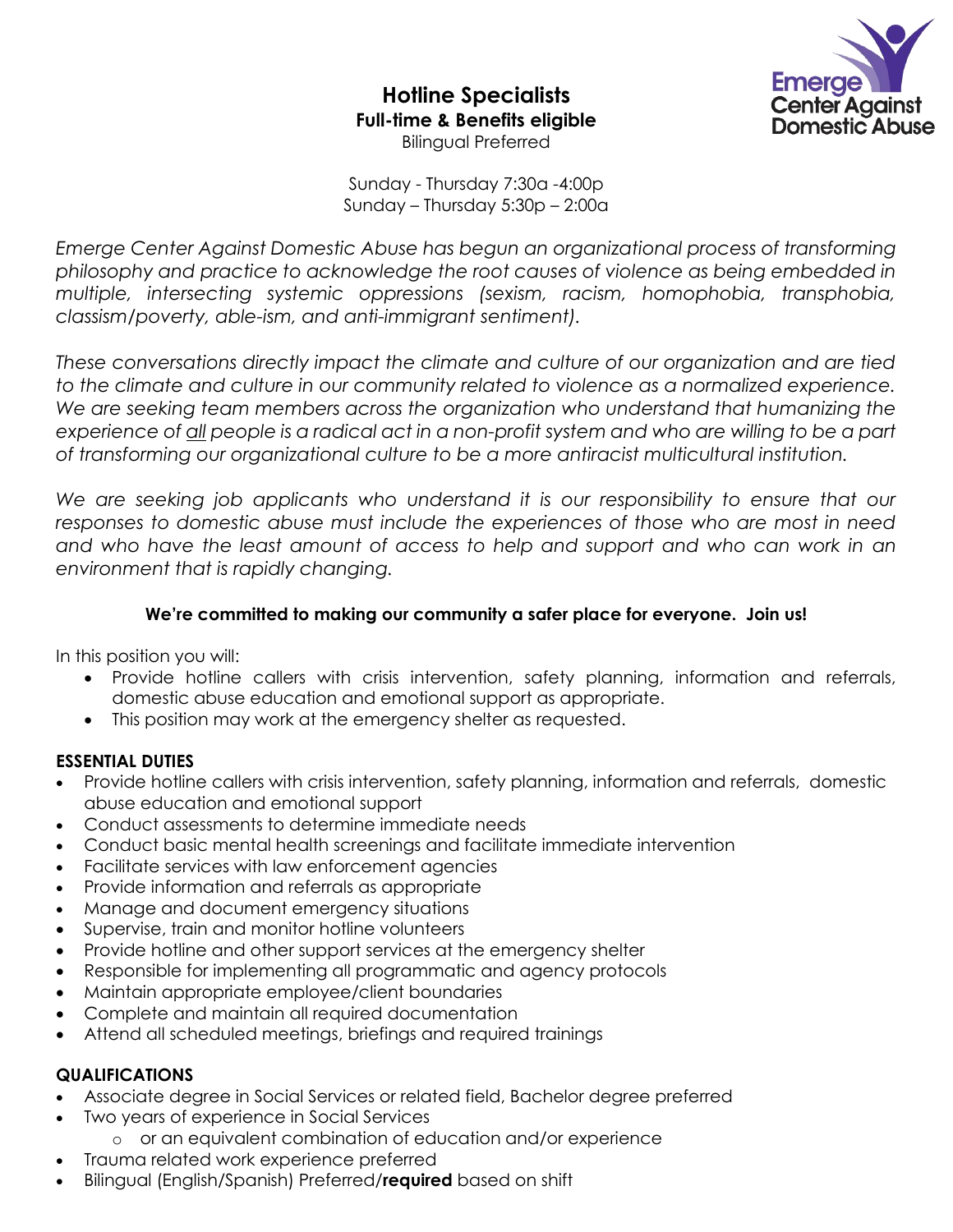# Hotline Specialists

**Full-time & Benefits eligible**

Bilingual Preferred

Emerge Center Against Domestic Abuse

Sunday - Thursday 7:30a -4:00p
Sunday – Thursday 5:30p – 2:00a

*Emerge Center Against Domestic Abuse has begun an organizational process of transforming philosophy and practice to acknowledge the root causes of violence as being embedded in multiple, intersecting systemic oppressions (sexism, racism, homophobia, transphobia, classism/poverty, able-ism, and anti-immigrant sentiment).*

*These conversations directly impact the climate and culture of our organization and are tied to the climate and culture in our community related to violence as a normalized experience. We are seeking team members across the organization who understand that humanizing the experience of all people is a radical act in a non-profit system and who are willing to be a part of transforming our organizational culture to be a more antiracist multicultural institution.*

*We are seeking job applicants who understand it is our responsibility to ensure that our responses to domestic abuse must include the experiences of those who are most in need and who have the least amount of access to help and support and who can work in an environment that is rapidly changing.*

**We're committed to making our community a safer place for everyone. Join us!**

In this position you will:

- Provide hotline callers with crisis intervention, safety planning, information and referrals, domestic abuse education and emotional support as appropriate.
- This position may work at the emergency shelter as requested.

**ESSENTIAL DUTIES**

- Provide hotline callers with crisis intervention, safety planning, information and referrals, domestic abuse education and emotional support
- Conduct assessments to determine immediate needs
- Conduct basic mental health screenings and facilitate immediate intervention
- Facilitate services with law enforcement agencies
- Provide information and referrals as appropriate
- Manage and document emergency situations
- Supervise, train and monitor hotline volunteers
- Provide hotline and other support services at the emergency shelter
- Responsible for implementing all programmatic and agency protocols
- Maintain appropriate employee/client boundaries
- Complete and maintain all required documentation
- Attend all scheduled meetings, briefings and required trainings

**QUALIFICATIONS**

- Associate degree in Social Services or related field, Bachelor degree preferred
- Two years of experience in Social Services
    - or an equivalent combination of education and/or experience
- Trauma related work experience preferred
- Bilingual (English/Spanish) Preferred/**required** based on shift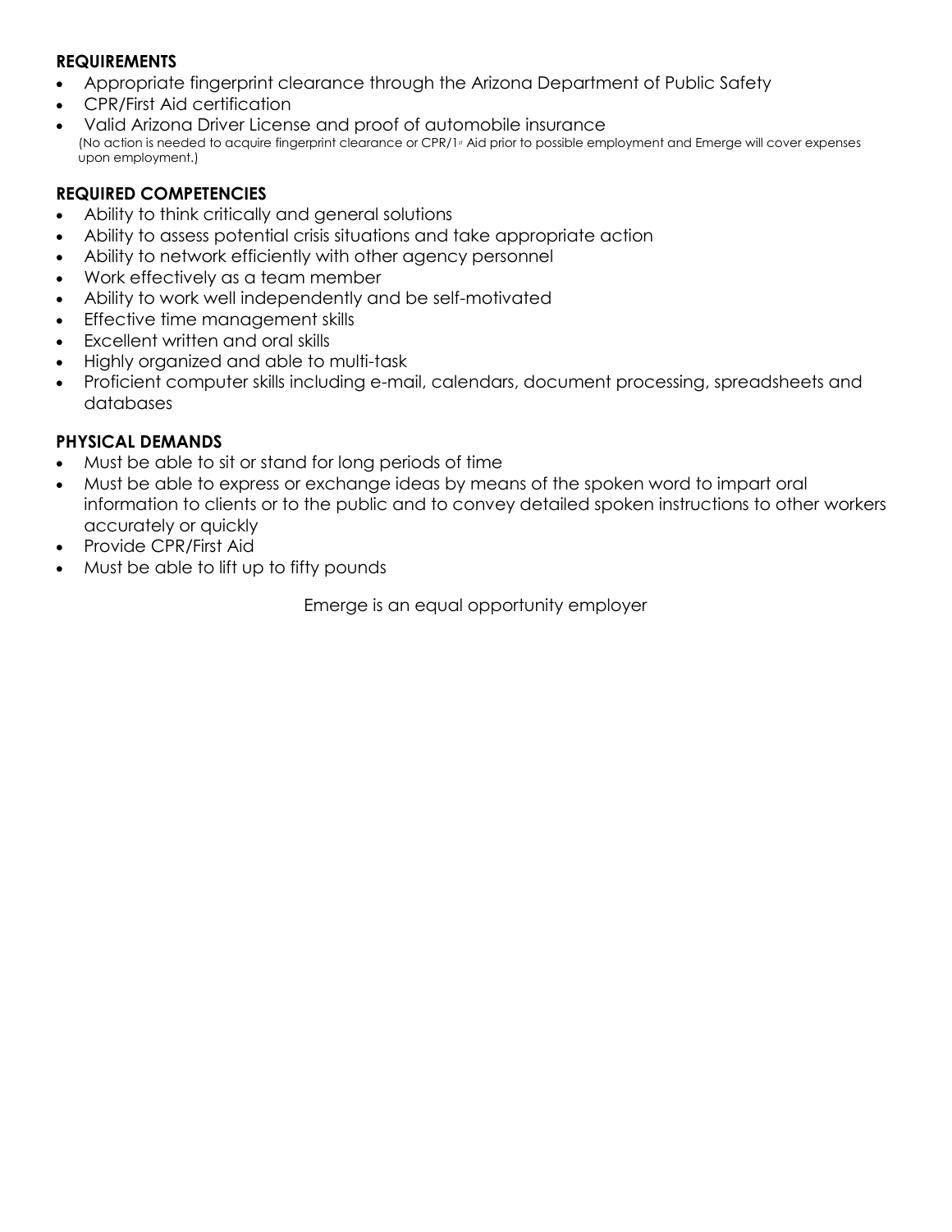### REQUIREMENTS

- Appropriate fingerprint clearance through the Arizona Department of Public Safety
- CPR/First Aid certification
- Valid Arizona Driver License and proof of automobile insurance
  (No action is needed to acquire fingerprint clearance or CPR/1st Aid prior to possible employment and Emerge will cover expenses upon employment.)

### REQUIRED COMPETENCIES

- Ability to think critically and general solutions
- Ability to assess potential crisis situations and take appropriate action
- Ability to network efficiently with other agency personnel
- Work effectively as a team member
- Ability to work well independently and be self-motivated
- Effective time management skills
- Excellent written and oral skills
- Highly organized and able to multi-task
- Proficient computer skills including e-mail, calendars, document processing, spreadsheets and databases

### PHYSICAL DEMANDS

- Must be able to sit or stand for long periods of time
- Must be able to express or exchange ideas by means of the spoken word to impart oral information to clients or to the public and to convey detailed spoken instructions to other workers accurately or quickly
- Provide CPR/First Aid
- Must be able to lift up to fifty pounds

Emerge is an equal opportunity employer